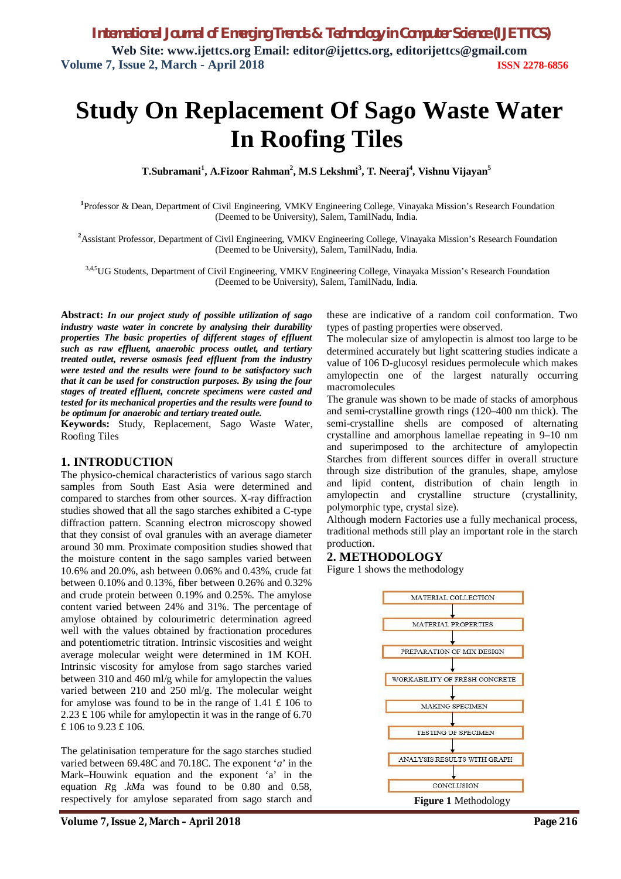# Study On Replacement Of Sago Waste Water In Roofing Tiles

**T.Subramani[1], A.Fizoor Rahman[2], M.S Lekshmi[3], T. Neeraj[4], Vishnu Vijayan[5]**

[1]Professor & Dean, Department of Civil Engineering, VMKV Engineering College, Vinayaka Mission's Research Foundation (Deemed to be University), Salem, TamilNadu, India.

[2]Assistant Professor, Department of Civil Engineering, VMKV Engineering College, Vinayaka Mission's Research Foundation (Deemed to be University), Salem, TamilNadu, India.

[3,4,5]UG Students, Department of Civil Engineering, VMKV Engineering College, Vinayaka Mission's Research Foundation (Deemed to be University), Salem, TamilNadu, India.

**Abstract:** ***In our project study of possible utilization of sago industry waste water in concrete by analysing their durability properties The basic properties of different stages of effluent such as raw effluent, anaerobic process outlet, and tertiary treated outlet, reverse osmosis feed effluent from the industry were tested and the results were found to be satisfactory such that it can be used for construction purposes. By using the four stages of treated effluent, concrete specimens were casted and tested for its mechanical properties and the results were found to be optimum for anaerobic and tertiary treated outle.***

**Keywords:** Study, Replacement, Sago Waste Water, Roofing Tiles

## 1. INTRODUCTION

The physico-chemical characteristics of various sago starch samples from South East Asia were determined and compared to starches from other sources. X-ray diffraction studies showed that all the sago starches exhibited a C-type diffraction pattern. Scanning electron microscopy showed that they consist of oval granules with an average diameter around 30 mm. Proximate composition studies showed that the moisture content in the sago samples varied between 10.6% and 20.0%, ash between 0.06% and 0.43%, crude fat between 0.10% and 0.13%, fiber between 0.26% and 0.32% and crude protein between 0.19% and 0.25%. The amylose content varied between 24% and 31%. The percentage of amylose obtained by colourimetric determination agreed well with the values obtained by fractionation procedures and potentiometric titration. Intrinsic viscosities and weight average molecular weight were determined in 1M KOH. Intrinsic viscosity for amylose from sago starches varied between 310 and 460 ml/g while for amylopectin the values varied between 210 and 250 ml/g. The molecular weight for amylose was found to be in the range of 1.41 £ 106 to 2.23 £ 106 while for amylopectin it was in the range of 6.70 £ 106 to 9.23 £ 106.

The gelatinisation temperature for the sago starches studied varied between 69.48C and 70.18C. The exponent '*a*' in the Mark–Houwink equation and the exponent 'a' in the equation *Rg .kM*a was found to be 0.80 and 0.58, respectively for amylose separated from sago starch and these are indicative of a random coil conformation. Two types of pasting properties were observed.

The molecular size of amylopectin is almost too large to be determined accurately but light scattering studies indicate a value of 106 D-glucosyl residues permelocule which makes amylopectin one of the largest naturally occurring macromolecules

The granule was shown to be made of stacks of amorphous and semi-crystalline growth rings (120–400 nm thick). The semi-crystalline shells are composed of alternating crystalline and amorphous lamellae repeating in 9–10 nm and superimposed to the architecture of amylopectin Starches from different sources differ in overall structure through size distribution of the granules, shape, amylose and lipid content, distribution of chain length in amylopectin and crystalline structure (crystallinity, polymorphic type, crystal size).

Although modern Factories use a fully mechanical process, traditional methods still play an important role in the starch production.

## 2. METHODOLOGY

Figure 1 shows the methodology

MATERIAL COLLECTION
↓
MATERIAL PROPERTIES
↓
PREPARATION OF MIX DESIGN
↓
WORKABILITY OF FRESH CONCRETE
↓
MAKING SPECIMEN
↓
TESTING OF SPECIMEN
↓
ANALYSIS RESULTS WITH GRAPH
↓
CONCLUSION

**Figure 1** Methodology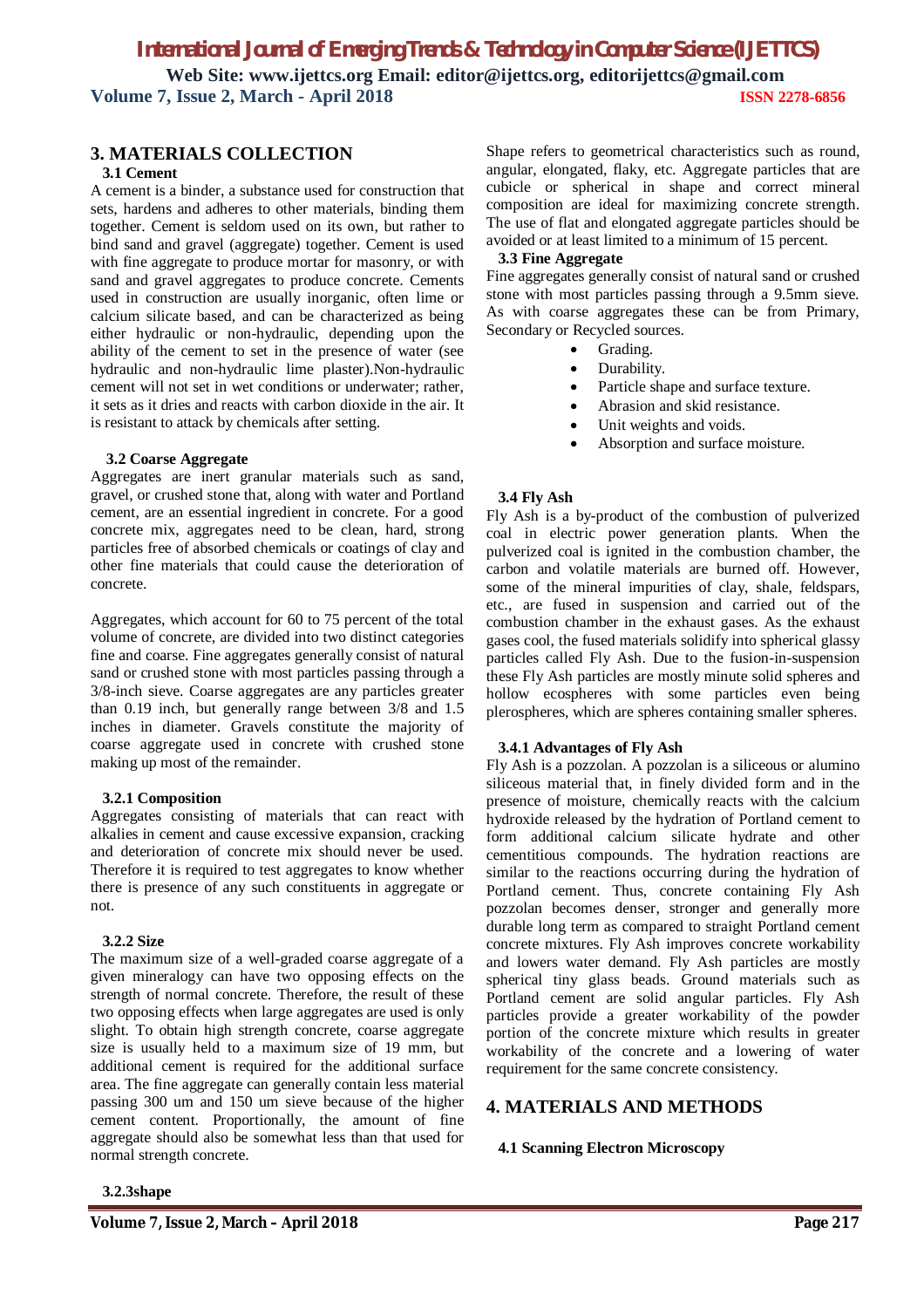## 3. MATERIALS COLLECTION

### 3.1 Cement

A cement is a binder, a substance used for construction that sets, hardens and adheres to other materials, binding them together. Cement is seldom used on its own, but rather to bind sand and gravel (aggregate) together. Cement is used with fine aggregate to produce mortar for masonry, or with sand and gravel aggregates to produce concrete. Cements used in construction are usually inorganic, often lime or calcium silicate based, and can be characterized as being either hydraulic or non-hydraulic, depending upon the ability of the cement to set in the presence of water (see hydraulic and non-hydraulic lime plaster).Non-hydraulic cement will not set in wet conditions or underwater; rather, it sets as it dries and reacts with carbon dioxide in the air. It is resistant to attack by chemicals after setting.

### 3.2 Coarse Aggregate

Aggregates are inert granular materials such as sand, gravel, or crushed stone that, along with water and Portland cement, are an essential ingredient in concrete. For a good concrete mix, aggregates need to be clean, hard, strong particles free of absorbed chemicals or coatings of clay and other fine materials that could cause the deterioration of concrete.

Aggregates, which account for 60 to 75 percent of the total volume of concrete, are divided into two distinct categories fine and coarse. Fine aggregates generally consist of natural sand or crushed stone with most particles passing through a 3/8-inch sieve. Coarse aggregates are any particles greater than 0.19 inch, but generally range between 3/8 and 1.5 inches in diameter. Gravels constitute the majority of coarse aggregate used in concrete with crushed stone making up most of the remainder.

#### 3.2.1 Composition

Aggregates consisting of materials that can react with alkalies in cement and cause excessive expansion, cracking and deterioration of concrete mix should never be used. Therefore it is required to test aggregates to know whether there is presence of any such constituents in aggregate or not.

#### 3.2.2 Size

The maximum size of a well-graded coarse aggregate of a given mineralogy can have two opposing effects on the strength of normal concrete. Therefore, the result of these two opposing effects when large aggregates are used is only slight. To obtain high strength concrete, coarse aggregate size is usually held to a maximum size of 19 mm, but additional cement is required for the additional surface area. The fine aggregate can generally contain less material passing 300 um and 150 um sieve because of the higher cement content. Proportionally, the amount of fine aggregate should also be somewhat less than that used for normal strength concrete.

#### 3.2.3shape

Shape refers to geometrical characteristics such as round, angular, elongated, flaky, etc. Aggregate particles that are cubicle or spherical in shape and correct mineral composition are ideal for maximizing concrete strength. The use of flat and elongated aggregate particles should be avoided or at least limited to a minimum of 15 percent.

### 3.3 Fine Aggregate

Fine aggregates generally consist of natural sand or crushed stone with most particles passing through a 9.5mm sieve. As with coarse aggregates these can be from Primary, Secondary or Recycled sources.

- Grading.
- Durability.
- Particle shape and surface texture.
- Abrasion and skid resistance.
- Unit weights and voids.
- Absorption and surface moisture.

### 3.4 Fly Ash

Fly Ash is a by-product of the combustion of pulverized coal in electric power generation plants. When the pulverized coal is ignited in the combustion chamber, the carbon and volatile materials are burned off. However, some of the mineral impurities of clay, shale, feldspars, etc., are fused in suspension and carried out of the combustion chamber in the exhaust gases. As the exhaust gases cool, the fused materials solidify into spherical glassy particles called Fly Ash. Due to the fusion-in-suspension these Fly Ash particles are mostly minute solid spheres and hollow ecospheres with some particles even being plerospheres, which are spheres containing smaller spheres.

#### 3.4.1 Advantages of Fly Ash

Fly Ash is a pozzolan. A pozzolan is a siliceous or alumino siliceous material that, in finely divided form and in the presence of moisture, chemically reacts with the calcium hydroxide released by the hydration of Portland cement to form additional calcium silicate hydrate and other cementitious compounds. The hydration reactions are similar to the reactions occurring during the hydration of Portland cement. Thus, concrete containing Fly Ash pozzolan becomes denser, stronger and generally more durable long term as compared to straight Portland cement concrete mixtures. Fly Ash improves concrete workability and lowers water demand. Fly Ash particles are mostly spherical tiny glass beads. Ground materials such as Portland cement are solid angular particles. Fly Ash particles provide a greater workability of the powder portion of the concrete mixture which results in greater workability of the concrete and a lowering of water requirement for the same concrete consistency.

## 4. MATERIALS AND METHODS

### 4.1 Scanning Electron Microscopy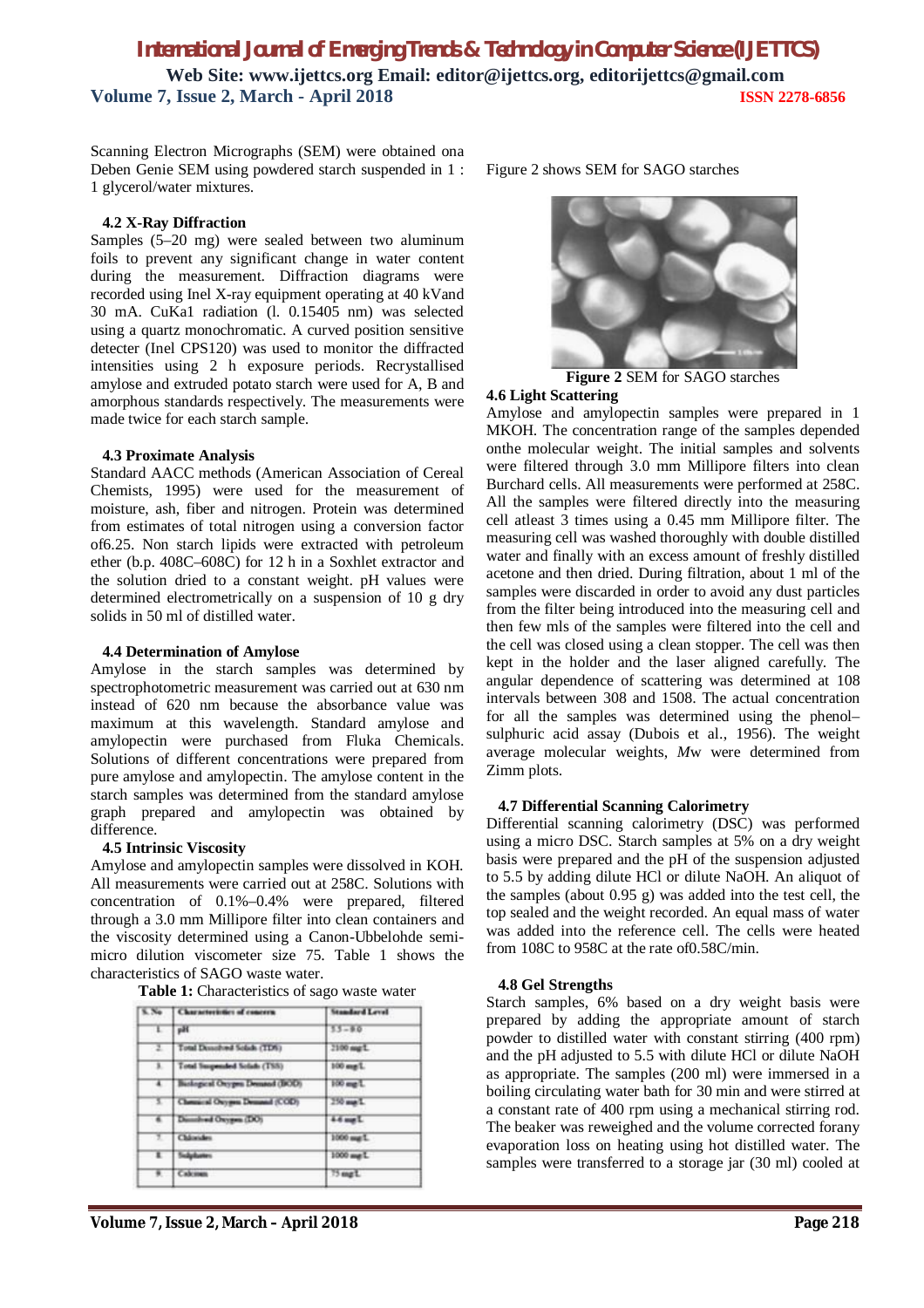Scanning Electron Micrographs (SEM) were obtained ona Deben Genie SEM using powdered starch suspended in 1 : 1 glycerol/water mixtures.

### 4.2 X-Ray Diffraction

Samples (5–20 mg) were sealed between two aluminum foils to prevent any significant change in water content during the measurement. Diffraction diagrams were recorded using Inel X-ray equipment operating at 40 kVand 30 mA. CuKa1 radiation (l. 0.15405 nm) was selected using a quartz monochromatic. A curved position sensitive detecter (Inel CPS120) was used to monitor the diffracted intensities using 2 h exposure periods. Recrystallised amylose and extruded potato starch were used for A, B and amorphous standards respectively. The measurements were made twice for each starch sample.

### 4.3 Proximate Analysis

Standard AACC methods (American Association of Cereal Chemists, 1995) were used for the measurement of moisture, ash, fiber and nitrogen. Protein was determined from estimates of total nitrogen using a conversion factor of6.25. Non starch lipids were extracted with petroleum ether (b.p. 408C–608C) for 12 h in a Soxhlet extractor and the solution dried to a constant weight. pH values were determined electrometrically on a suspension of 10 g dry solids in 50 ml of distilled water.

### 4.4 Determination of Amylose

Amylose in the starch samples was determined by spectrophotometric measurement was carried out at 630 nm instead of 620 nm because the absorbance value was maximum at this wavelength. Standard amylose and amylopectin were purchased from Fluka Chemicals. Solutions of different concentrations were prepared from pure amylose and amylopectin. The amylose content in the starch samples was determined from the standard amylose graph prepared and amylopectin was obtained by difference.

### 4.5 Intrinsic Viscosity

Amylose and amylopectin samples were dissolved in KOH. All measurements were carried out at 258C. Solutions with concentration of 0.1%–0.4% were prepared, filtered through a 3.0 mm Millipore filter into clean containers and the viscosity determined using a Canon-Ubbelohde semi-micro dilution viscometer size 75. Table 1 shows the characteristics of SAGO waste water.

**Table 1:** Characteristics of sago waste water

| S. No | Characteristics of concern | Standard Level |
|---|---|---|
| 1. | pH | 5.5 – 9.0 |
| 2. | Total Dissolved Solids (TDS) | 2100 mg/L |
| 3. | Total Suspended Solids (TSS) | 100 mg/L |
| 4. | Biological Oxygen Demand (BOD) | 100 mg/L |
| 5. | Chemical Oxygen Demand (COD) | 250 mg/L |
| 6. | Dissolved Oxygen (DO) | 4-6 mg/L |
| 7. | Chlorides | 1000 mg/L |
| 8. | Sulphates | 1000 mg/L |
| 9. | Calcium | 75 mg/L |

Figure 2 shows SEM for SAGO starches

**Figure 2** SEM for SAGO starches

### 4.6 Light Scattering

Amylose and amylopectin samples were prepared in 1 MKOH. The concentration range of the samples depended onthe molecular weight. The initial samples and solvents were filtered through 3.0 mm Millipore filters into clean Burchard cells. All measurements were performed at 258C. All the samples were filtered directly into the measuring cell atleast 3 times using a 0.45 mm Millipore filter. The measuring cell was washed thoroughly with double distilled water and finally with an excess amount of freshly distilled acetone and then dried. During filtration, about 1 ml of the samples were discarded in order to avoid any dust particles from the filter being introduced into the measuring cell and then few mls of the samples were filtered into the cell and the cell was closed using a clean stopper. The cell was then kept in the holder and the laser aligned carefully. The angular dependence of scattering was determined at 108 intervals between 308 and 1508. The actual concentration for all the samples was determined using the phenol–sulphuric acid assay (Dubois et al., 1956). The weight average molecular weights, *M*w were determined from Zimm plots.

### 4.7 Differential Scanning Calorimetry

Differential scanning calorimetry (DSC) was performed using a micro DSC. Starch samples at 5% on a dry weight basis were prepared and the pH of the suspension adjusted to 5.5 by adding dilute HCl or dilute NaOH. An aliquot of the samples (about 0.95 g) was added into the test cell, the top sealed and the weight recorded. An equal mass of water was added into the reference cell. The cells were heated from 108C to 958C at the rate of0.58C/min.

### 4.8 Gel Strengths

Starch samples, 6% based on a dry weight basis were prepared by adding the appropriate amount of starch powder to distilled water with constant stirring (400 rpm) and the pH adjusted to 5.5 with dilute HCl or dilute NaOH as appropriate. The samples (200 ml) were immersed in a boiling circulating water bath for 30 min and were stirred at a constant rate of 400 rpm using a mechanical stirring rod. The beaker was reweighed and the volume corrected forany evaporation loss on heating using hot distilled water. The samples were transferred to a storage jar (30 ml) cooled at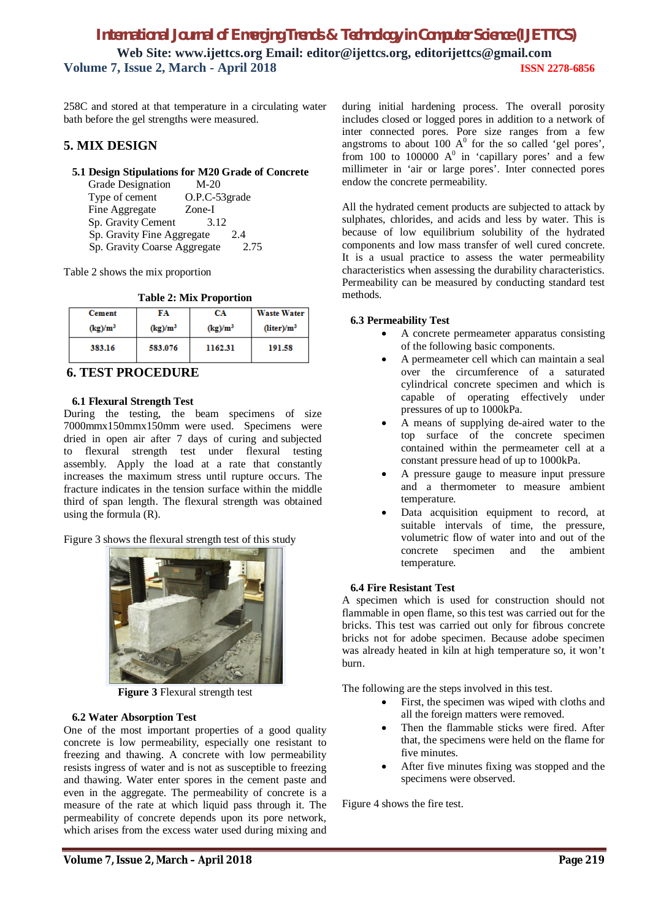258C and stored at that temperature in a circulating water bath before the gel strengths were measured.

## 5. MIX DESIGN

### 5.1 Design Stipulations for M20 Grade of Concrete

Grade Designation M-20
Type of cement O.P.C-53grade
Fine Aggregate Zone-I
Sp. Gravity Cement 3.12
Sp. Gravity Fine Aggregate 2.4
Sp. Gravity Coarse Aggregate 2.75

Table 2 shows the mix proportion

**Table 2: Mix Proportion**

| Cement (kg)/m³ | FA (kg)/m³ | CA (kg)/m³ | Waste Water (liter)/m³ |
|---|---|---|---|
| 383.16 | 583.076 | 1162.31 | 191.58 |

## 6. TEST PROCEDURE

### 6.1 Flexural Strength Test

During the testing, the beam specimens of size 7000mmx150mmx150mm were used. Specimens were dried in open air after 7 days of curing and subjected to flexural strength test under flexural testing assembly. Apply the load at a rate that constantly increases the maximum stress until rupture occurs. The fracture indicates in the tension surface within the middle third of span length. The flexural strength was obtained using the formula (R).

Figure 3 shows the flexural strength test of this study

**Figure 3** Flexural strength test

### 6.2 Water Absorption Test

One of the most important properties of a good quality concrete is low permeability, especially one resistant to freezing and thawing. A concrete with low permeability resists ingress of water and is not as susceptible to freezing and thawing. Water enter spores in the cement paste and even in the aggregate. The permeability of concrete is a measure of the rate at which liquid pass through it. The permeability of concrete depends upon its pore network, which arises from the excess water used during mixing and during initial hardening process. The overall porosity includes closed or logged pores in addition to a network of inter connected pores. Pore size ranges from a few angstroms to about 100 $A^0$ for the so called 'gel pores', from 100 to 100000 $A^0$ in 'capillary pores' and a few millimeter in 'air or large pores'. Inter connected pores endow the concrete permeability.

All the hydrated cement products are subjected to attack by sulphates, chlorides, and acids and less by water. This is because of low equilibrium solubility of the hydrated components and low mass transfer of well cured concrete. It is a usual practice to assess the water permeability characteristics when assessing the durability characteristics. Permeability can be measured by conducting standard test methods.

### 6.3 Permeability Test

- A concrete permeameter apparatus consisting of the following basic components.
- A permeameter cell which can maintain a seal over the circumference of a saturated cylindrical concrete specimen and which is capable of operating effectively under pressures of up to 1000kPa.
- A means of supplying de-aired water to the top surface of the concrete specimen contained within the permeameter cell at a constant pressure head of up to 1000kPa.
- A pressure gauge to measure input pressure and a thermometer to measure ambient temperature.
- Data acquisition equipment to record, at suitable intervals of time, the pressure, volumetric flow of water into and out of the concrete specimen and the ambient temperature.

### 6.4 Fire Resistant Test

A specimen which is used for construction should not flammable in open flame, so this test was carried out for the bricks. This test was carried out only for fibrous concrete bricks not for adobe specimen. Because adobe specimen was already heated in kiln at high temperature so, it won't burn.

The following are the steps involved in this test.

- First, the specimen was wiped with cloths and all the foreign matters were removed.
- Then the flammable sticks were fired. After that, the specimens were held on the flame for five minutes.
- After five minutes fixing was stopped and the specimens were observed.

Figure 4 shows the fire test.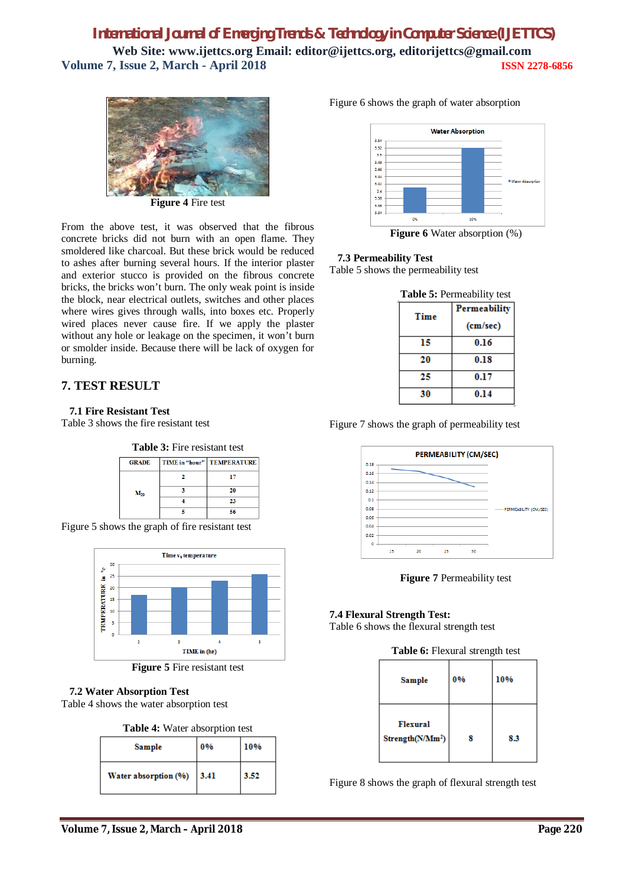**Figure 4** Fire test

From the above test, it was observed that the fibrous concrete bricks did not burn with an open flame. They smoldered like charcoal. But these brick would be reduced to ashes after burning several hours. If the interior plaster and exterior stucco is provided on the fibrous concrete bricks, the bricks won't burn. The only weak point is inside the block, near electrical outlets, switches and other places where wires gives through walls, into boxes etc. Properly wired places never cause fire. If we apply the plaster without any hole or leakage on the specimen, it won't burn or smolder inside. Because there will be lack of oxygen for burning.

## 7. TEST RESULT

### 7.1 Fire Resistant Test

Table 3 shows the fire resistant test

**Table 3:** Fire resistant test

| GRADE | TIME in "hour" | TEMPERATURE |
|---|---|---|
| $M_{20}$ | 2 | 17 |
| | 3 | 20 |
| | 4 | 23 |
| | 5 | 56 |

Figure 5 shows the graph of fire resistant test

**Figure 5** Fire resistant test

### 7.2 Water Absorption Test

Table 4 shows the water absorption test

**Table 4:** Water absorption test

| Sample | 0% | 10% |
|---|---|---|
| Water absorption (%) | 3.41 | 3.52 |

Figure 6 shows the graph of water absorption

**Figure 6** Water absorption (%)

### 7.3 Permeability Test

Table 5 shows the permeability test

**Table 5:** Permeability test

| Time | Permeability (cm/sec) |
|---|---|
| 15 | 0.16 |
| 20 | 0.18 |
| 25 | 0.17 |
| 30 | 0.14 |

Figure 7 shows the graph of permeability test

**Figure 7** Permeability test

### 7.4 Flexural Strength Test:

Table 6 shows the flexural strength test

**Table 6:** Flexural strength test

| Sample | 0% | 10% |
|---|---|---|
| Flexural Strength($N/Mm^2$) | 8 | 8.3 |

Figure 8 shows the graph of flexural strength test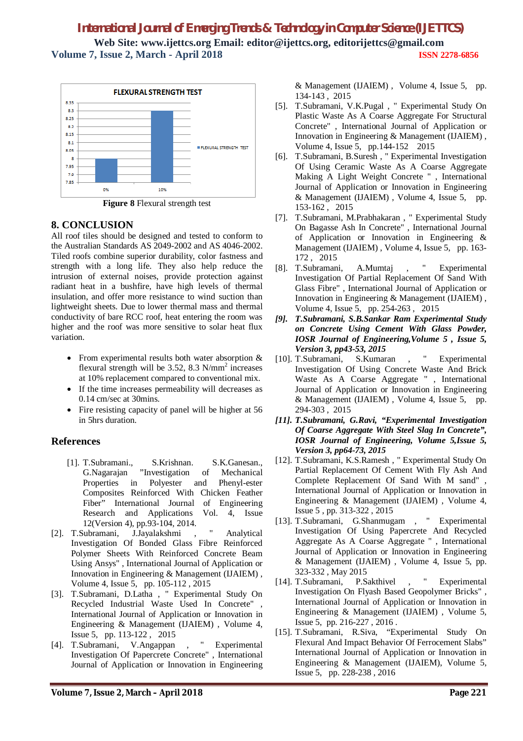Figure 8 Flexural strength test

## 8. CONCLUSION

All roof tiles should be designed and tested to conform to the Australian Standards AS 2049-2002 and AS 4046-2002. Tiled roofs combine superior durability, color fastness and strength with a long life. They also help reduce the intrusion of external noises, provide protection against radiant heat in a bushfire, have high levels of thermal insulation, and offer more resistance to wind suction than lightweight sheets. Due to lower thermal mass and thermal conductivity of bare RCC roof, heat entering the room was higher and the roof was more sensitive to solar heat flux variation.

- From experimental results both water absorption & flexural strength will be 3.52, 8.3 N/mm$^2$ increases at 10% replacement compared to conventional mix.
- If the time increases permeability will decreases as 0.14 cm/sec at 30mins.
- Fire resisting capacity of panel will be higher at 56 in 5hrs duration.

## References

[1]. T.Subramani., S.Krishnan. S.K.Ganesan., G.Nagarajan "Investigation of Mechanical Properties in Polyester and Phenyl-ester Composites Reinforced With Chicken Feather Fiber" International Journal of Engineering Research and Applications Vol. 4, Issue 12(Version 4), pp.93-104, 2014.

[2]. T.Subramani, J.Jayalakshmi , " Analytical Investigation Of Bonded Glass Fibre Reinforced Polymer Sheets With Reinforced Concrete Beam Using Ansys" , International Journal of Application or Innovation in Engineering & Management (IJAIEM) , Volume 4, Issue 5, pp. 105-112 , 2015

[3]. T.Subramani, D.Latha , " Experimental Study On Recycled Industrial Waste Used In Concrete" , International Journal of Application or Innovation in Engineering & Management (IJAIEM) , Volume 4, Issue 5, pp. 113-122 , 2015

[4]. T.Subramani, V.Angappan , " Experimental Investigation Of Papercrete Concrete" , International Journal of Application or Innovation in Engineering & Management (IJAIEM) , Volume 4, Issue 5, pp. 134-143 , 2015

[5]. T.Subramani, V.K.Pugal , " Experimental Study On Plastic Waste As A Coarse Aggregate For Structural Concrete" , International Journal of Application or Innovation in Engineering & Management (IJAIEM) , Volume 4, Issue 5, pp.144-152 2015

[6]. T.Subramani, B.Suresh , " Experimental Investigation Of Using Ceramic Waste As A Coarse Aggregate Making A Light Weight Concrete " , International Journal of Application or Innovation in Engineering & Management (IJAIEM) , Volume 4, Issue 5, pp. 153-162 , 2015

[7]. T.Subramani, M.Prabhakaran , " Experimental Study On Bagasse Ash In Concrete" , International Journal of Application or Innovation in Engineering & Management (IJAIEM) , Volume 4, Issue 5, pp. 163-172 , 2015

[8]. T.Subramani, A.Mumtaj , " Experimental Investigation Of Partial Replacement Of Sand With Glass Fibre" , International Journal of Application or Innovation in Engineering & Management (IJAIEM) , Volume 4, Issue 5, pp. 254-263 , 2015

***[9]. T.Subramani, S.B.Sankar Ram Experimental Study on Concrete Using Cement With Glass Powder, IOSR Journal of Engineering,Volume 5 , Issue 5, Version 3, pp43-53, 2015***

[10]. T.Subramani, S.Kumaran , " Experimental Investigation Of Using Concrete Waste And Brick Waste As A Coarse Aggregate " , International Journal of Application or Innovation in Engineering & Management (IJAIEM) , Volume 4, Issue 5, pp. 294-303 , 2015

***[11]. T.Subramani, G.Ravi, "Experimental Investigation Of Coarse Aggregate With Steel Slag In Concrete", IOSR Journal of Engineering, Volume 5,Issue 5, Version 3, pp64-73, 2015***

[12]. T.Subramani, K.S.Ramesh , " Experimental Study On Partial Replacement Of Cement With Fly Ash And Complete Replacement Of Sand With M sand" , International Journal of Application or Innovation in Engineering & Management (IJAIEM) , Volume 4, Issue 5 , pp. 313-322 , 2015

[13]. T.Subramani, G.Shanmugam , " Experimental Investigation Of Using Papercrete And Recycled Aggregate As A Coarse Aggregate " , International Journal of Application or Innovation in Engineering & Management (IJAIEM) , Volume 4, Issue 5, pp. 323-332 , May 2015

[14]. T.Subramani, P.Sakthivel , " Experimental Investigation On Flyash Based Geopolymer Bricks" , International Journal of Application or Innovation in Engineering & Management (IJAIEM) , Volume 5, Issue 5, pp. 216-227 , 2016 .

[15]. T.Subramani, R.Siva, "Experimental Study On Flexural And Impact Behavior Of Ferrocement Slabs" International Journal of Application or Innovation in Engineering & Management (IJAIEM), Volume 5, Issue 5, pp. 228-238 , 2016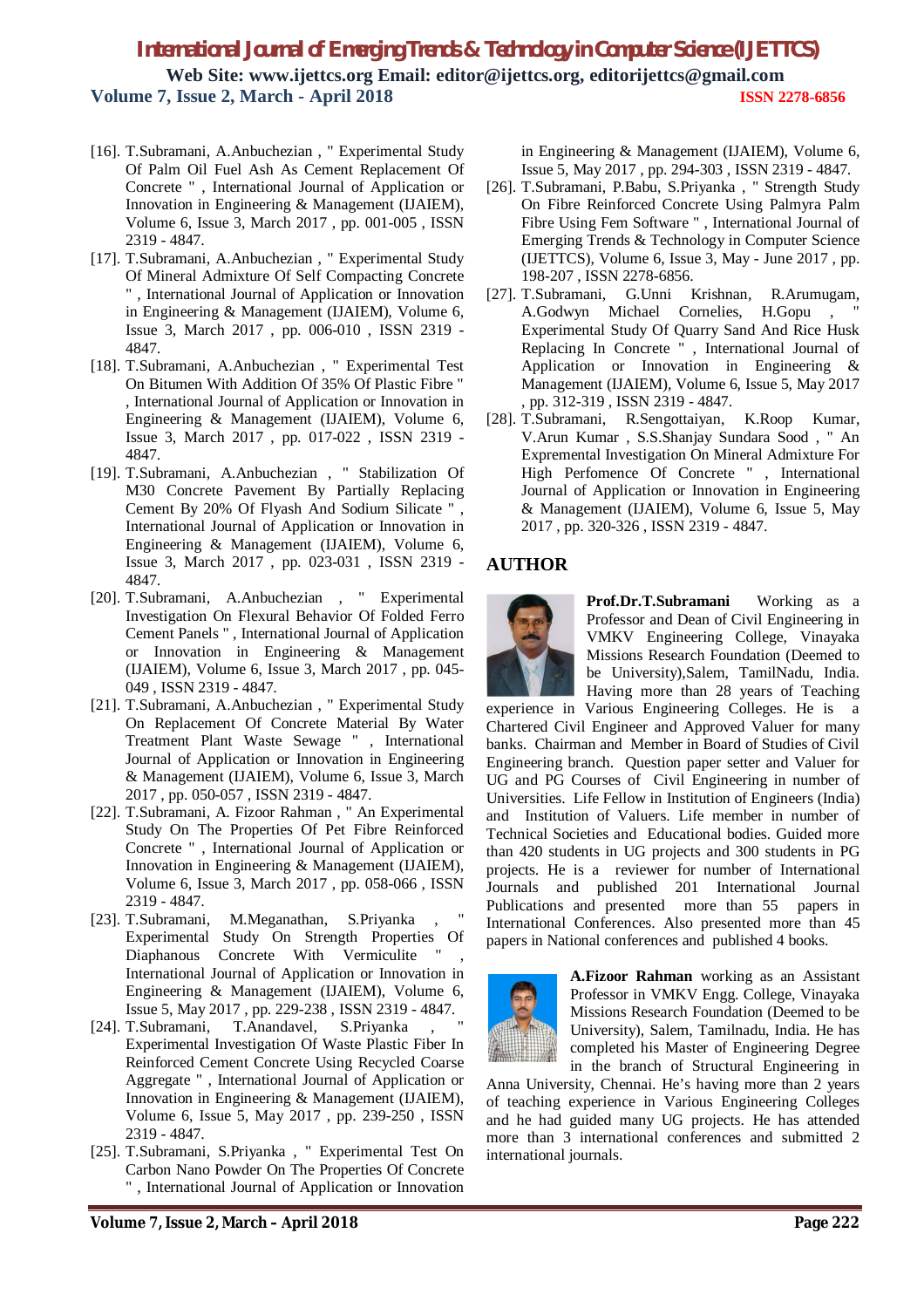[16]. T.Subramani, A.Anbuchezian , " Experimental Study Of Palm Oil Fuel Ash As Cement Replacement Of Concrete " , International Journal of Application or Innovation in Engineering & Management (IJAIEM), Volume 6, Issue 3, March 2017 , pp. 001-005 , ISSN 2319 - 4847.

[17]. T.Subramani, A.Anbuchezian , " Experimental Study Of Mineral Admixture Of Self Compacting Concrete " , International Journal of Application or Innovation in Engineering & Management (IJAIEM), Volume 6, Issue 3, March 2017 , pp. 006-010 , ISSN 2319 - 4847.

[18]. T.Subramani, A.Anbuchezian , " Experimental Test On Bitumen With Addition Of 35% Of Plastic Fibre " , International Journal of Application or Innovation in Engineering & Management (IJAIEM), Volume 6, Issue 3, March 2017 , pp. 017-022 , ISSN 2319 - 4847.

[19]. T.Subramani, A.Anbuchezian , " Stabilization Of M30 Concrete Pavement By Partially Replacing Cement By 20% Of Flyash And Sodium Silicate " , International Journal of Application or Innovation in Engineering & Management (IJAIEM), Volume 6, Issue 3, March 2017 , pp. 023-031 , ISSN 2319 - 4847.

[20]. T.Subramani, A.Anbuchezian , " Experimental Investigation On Flexural Behavior Of Folded Ferro Cement Panels " , International Journal of Application or Innovation in Engineering & Management (IJAIEM), Volume 6, Issue 3, March 2017 , pp. 045-049 , ISSN 2319 - 4847.

[21]. T.Subramani, A.Anbuchezian , " Experimental Study On Replacement Of Concrete Material By Water Treatment Plant Waste Sewage " , International Journal of Application or Innovation in Engineering & Management (IJAIEM), Volume 6, Issue 3, March 2017 , pp. 050-057 , ISSN 2319 - 4847.

[22]. T.Subramani, A. Fizoor Rahman , " An Experimental Study On The Properties Of Pet Fibre Reinforced Concrete " , International Journal of Application or Innovation in Engineering & Management (IJAIEM), Volume 6, Issue 3, March 2017 , pp. 058-066 , ISSN 2319 - 4847.

[23]. T.Subramani, M.Meganathan, S.Priyanka , " Experimental Study On Strength Properties Of Diaphanous Concrete With Vermiculite " , International Journal of Application or Innovation in Engineering & Management (IJAIEM), Volume 6, Issue 5, May 2017 , pp. 229-238 , ISSN 2319 - 4847.

[24]. T.Subramani, T.Anandavel, S.Priyanka , " Experimental Investigation Of Waste Plastic Fiber In Reinforced Cement Concrete Using Recycled Coarse Aggregate " , International Journal of Application or Innovation in Engineering & Management (IJAIEM), Volume 6, Issue 5, May 2017 , pp. 239-250 , ISSN 2319 - 4847.

[25]. T.Subramani, S.Priyanka , " Experimental Test On Carbon Nano Powder On The Properties Of Concrete " , International Journal of Application or Innovation in Engineering & Management (IJAIEM), Volume 6, Issue 5, May 2017 , pp. 294-303 , ISSN 2319 - 4847.

[26]. T.Subramani, P.Babu, S.Priyanka , " Strength Study On Fibre Reinforced Concrete Using Palmyra Palm Fibre Using Fem Software " , International Journal of Emerging Trends & Technology in Computer Science (IJETTCS), Volume 6, Issue 3, May - June 2017 , pp. 198-207 , ISSN 2278-6856.

[27]. T.Subramani, G.Unni Krishnan, R.Arumugam, A.Godwyn Michael Cornelies, H.Gopu , " Experimental Study Of Quarry Sand And Rice Husk Replacing In Concrete " , International Journal of Application or Innovation in Engineering & Management (IJAIEM), Volume 6, Issue 5, May 2017 , pp. 312-319 , ISSN 2319 - 4847.

[28]. T.Subramani, R.Sengottaiyan, K.Roop Kumar, V.Arun Kumar , S.S.Shanjay Sundara Sood , " An Expremental Investigation On Mineral Admixture For High Perfomence Of Concrete " , International Journal of Application or Innovation in Engineering & Management (IJAIEM), Volume 6, Issue 5, May 2017 , pp. 320-326 , ISSN 2319 - 4847.

## AUTHOR

**Prof.Dr.T.Subramani** Working as a Professor and Dean of Civil Engineering in VMKV Engineering College, Vinayaka Missions Research Foundation (Deemed to be University),Salem, TamilNadu, India. Having more than 28 years of Teaching experience in Various Engineering Colleges. He is a Chartered Civil Engineer and Approved Valuer for many banks. Chairman and Member in Board of Studies of Civil Engineering branch. Question paper setter and Valuer for UG and PG Courses of Civil Engineering in number of Universities. Life Fellow in Institution of Engineers (India) and Institution of Valuers. Life member in number of Technical Societies and Educational bodies. Guided more than 420 students in UG projects and 300 students in PG projects. He is a reviewer for number of International Journals and published 201 International Journal Publications and presented more than 55 papers in International Conferences. Also presented more than 45 papers in National conferences and published 4 books.

**A.Fizoor Rahman** working as an Assistant Professor in VMKV Engg. College, Vinayaka Missions Research Foundation (Deemed to be University), Salem, Tamilnadu, India. He has completed his Master of Engineering Degree in the branch of Structural Engineering in Anna University, Chennai. He's having more than 2 years of teaching experience in Various Engineering Colleges and he had guided many UG projects. He has attended more than 3 international conferences and submitted 2 international journals.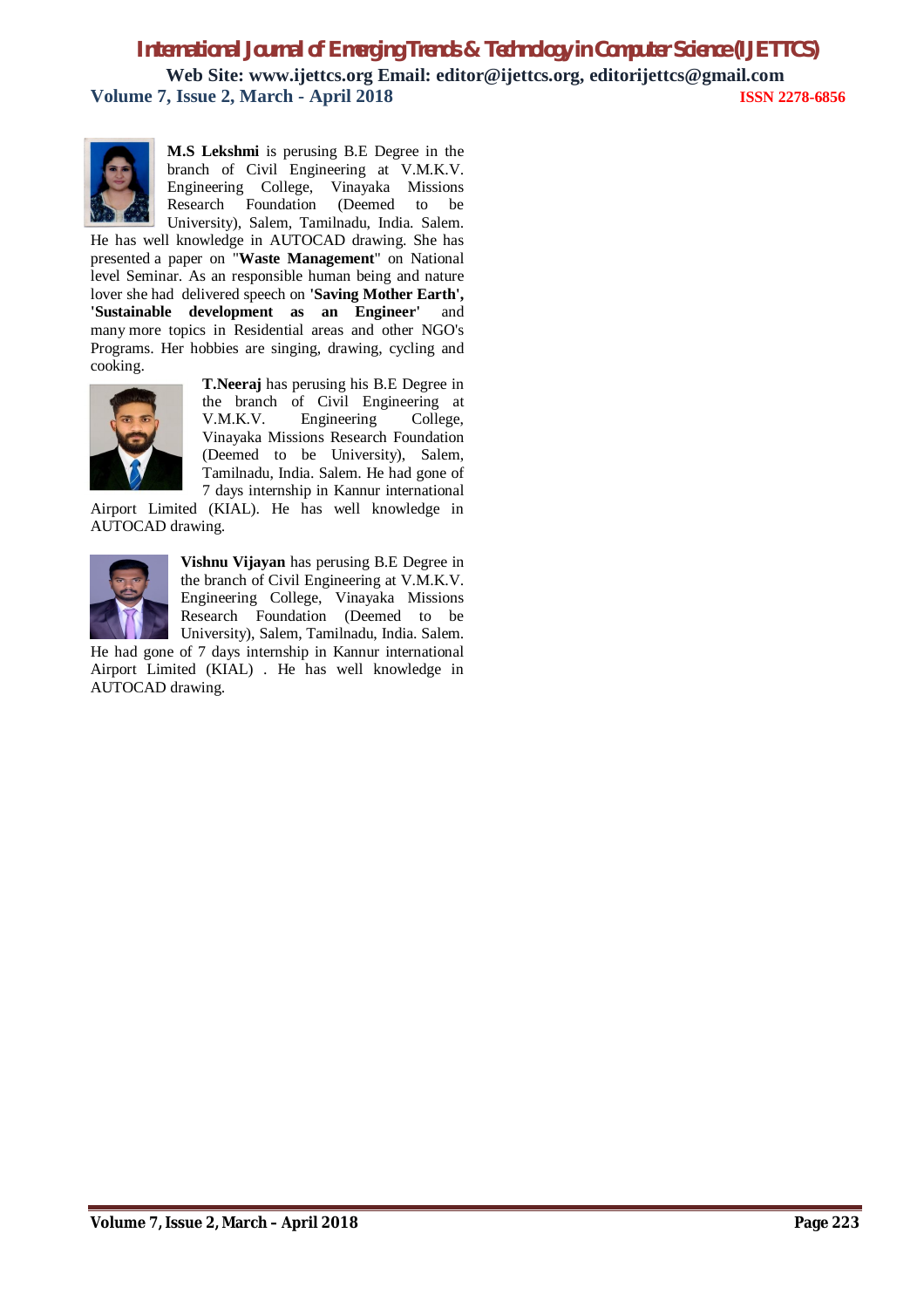**M.S Lekshmi** is perusing B.E Degree in the branch of Civil Engineering at V.M.K.V. Engineering College, Vinayaka Missions Research Foundation (Deemed to be University), Salem, Tamilnadu, India. Salem. He has well knowledge in AUTOCAD drawing. She has presented a paper on "**Waste Management**" on National level Seminar. As an responsible human being and nature lover she had delivered speech on **'Saving Mother Earth', 'Sustainable development as an Engineer'** and many more topics in Residential areas and other NGO's Programs. Her hobbies are singing, drawing, cycling and cooking.

**T.Neeraj** has perusing his B.E Degree in the branch of Civil Engineering at V.M.K.V. Engineering College, Vinayaka Missions Research Foundation (Deemed to be University), Salem, Tamilnadu, India. Salem. He had gone of 7 days internship in Kannur international Airport Limited (KIAL). He has well knowledge in AUTOCAD drawing.

**Vishnu Vijayan** has perusing B.E Degree in the branch of Civil Engineering at V.M.K.V. Engineering College, Vinayaka Missions Research Foundation (Deemed to be University), Salem, Tamilnadu, India. Salem. He had gone of 7 days internship in Kannur international Airport Limited (KIAL) . He has well knowledge in AUTOCAD drawing.